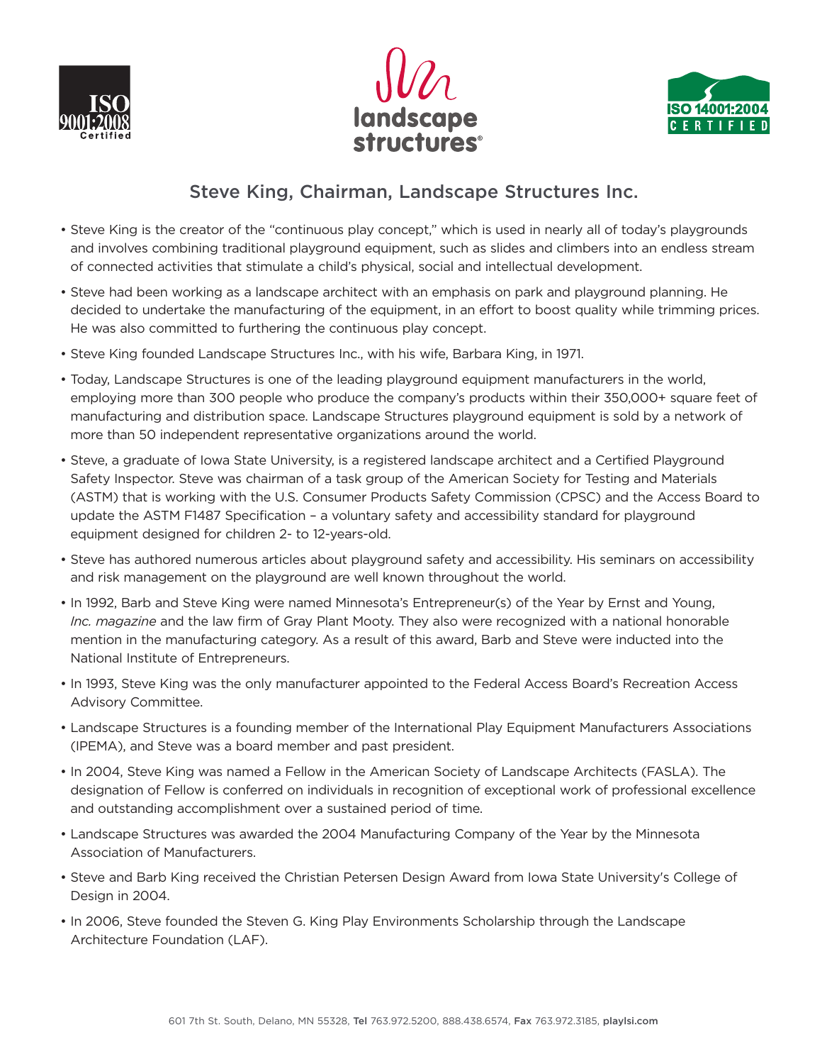# Steve King, Chairman, Landscape Structures Inc.

- Steve King is the creator of the "continuous play concept," which is used in nearly all of today's playgrounds and involves combining traditional playground equipment, such as slides and climbers into an endless stream of connected activities that stimulate a child's physical, social and intellectual development.
- Steve had been working as a landscape architect with an emphasis on park and playground planning. He decided to undertake the manufacturing of the equipment, in an effort to boost quality while trimming prices. He was also committed to furthering the continuous play concept.
- Steve King founded Landscape Structures Inc., with his wife, Barbara King, in 1971.
- Today, Landscape Structures is one of the leading playground equipment manufacturers in the world, employing more than 300 people who produce the company's products within their 350,000+ square feet of manufacturing and distribution space. Landscape Structures playground equipment is sold by a network of more than 50 independent representative organizations around the world.
- Steve, a graduate of Iowa State University, is a registered landscape architect and a Certified Playground Safety Inspector. Steve was chairman of a task group of the American Society for Testing and Materials (ASTM) that is working with the U.S. Consumer Products Safety Commission (CPSC) and the Access Board to update the ASTM F1487 Specification – a voluntary safety and accessibility standard for playground equipment designed for children 2- to 12-years-old.
- Steve has authored numerous articles about playground safety and accessibility. His seminars on accessibility and risk management on the playground are well known throughout the world.
- In 1992, Barb and Steve King were named Minnesota's Entrepreneur(s) of the Year by Ernst and Young, *Inc. magazine* and the law firm of Gray Plant Mooty. They also were recognized with a national honorable mention in the manufacturing category. As a result of this award, Barb and Steve were inducted into the National Institute of Entrepreneurs.
- In 1993, Steve King was the only manufacturer appointed to the Federal Access Board's Recreation Access Advisory Committee.
- Landscape Structures is a founding member of the International Play Equipment Manufacturers Associations (IPEMA), and Steve was a board member and past president.
- In 2004, Steve King was named a Fellow in the American Society of Landscape Architects (FASLA). The designation of Fellow is conferred on individuals in recognition of exceptional work of professional excellence and outstanding accomplishment over a sustained period of time.
- Landscape Structures was awarded the 2004 Manufacturing Company of the Year by the Minnesota Association of Manufacturers.
- Steve and Barb King received the Christian Petersen Design Award from Iowa State University's College of Design in 2004.
- In 2006, Steve founded the Steven G. King Play Environments Scholarship through the Landscape Architecture Foundation (LAF).

601 7th St. South, Delano, MN 55328, **Tel** 763.972.5200, 888.438.6574, **Fax** 763.972.3185, **playlsi.com**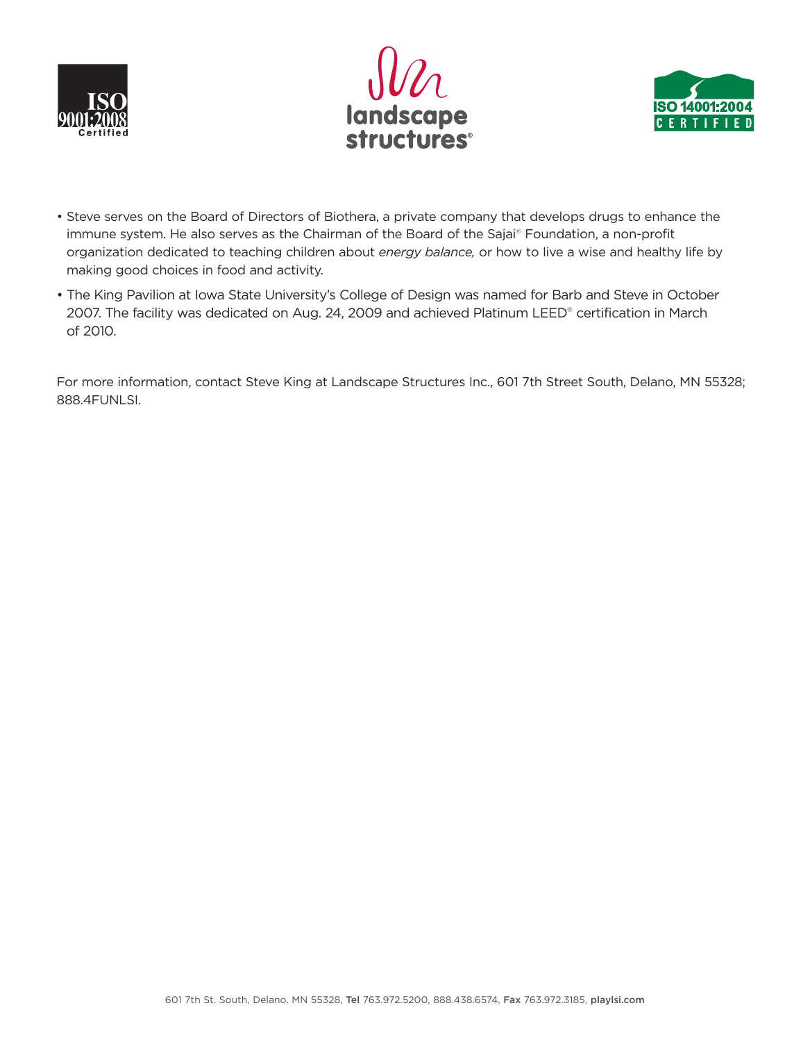- Steve serves on the Board of Directors of Biothera, a private company that develops drugs to enhance the immune system. He also serves as the Chairman of the Board of the Sajai® Foundation, a non-profit organization dedicated to teaching children about *energy balance,* or how to live a wise and healthy life by making good choices in food and activity.
- The King Pavilion at Iowa State University's College of Design was named for Barb and Steve in October 2007. The facility was dedicated on Aug. 24, 2009 and achieved Platinum LEED® certification in March of 2010.

For more information, contact Steve King at Landscape Structures Inc., 601 7th Street South, Delano, MN 55328; 888.4FUNLSI.